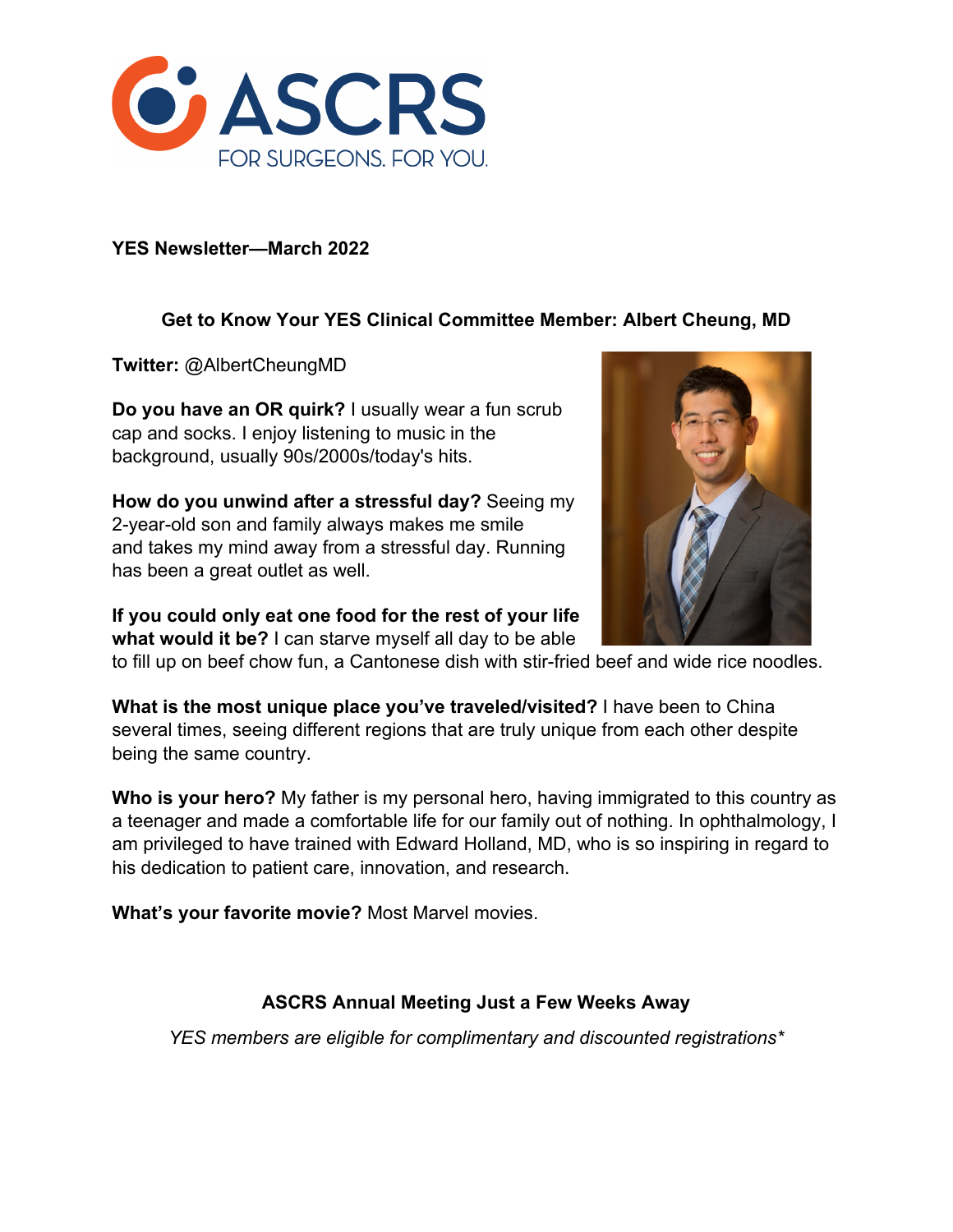**YES Newsletter—March 2022**

## Get to Know Your YES Clinical Committee Member: Albert Cheung, MD

**Twitter:** @AlbertCheungMD

**Do you have an OR quirk?** I usually wear a fun scrub cap and socks. I enjoy listening to music in the background, usually 90s/2000s/today's hits.

**How do you unwind after a stressful day?** Seeing my 2-year-old son and family always makes me smile and takes my mind away from a stressful day. Running has been a great outlet as well.

**If you could only eat one food for the rest of your life what would it be?** I can starve myself all day to be able to fill up on beef chow fun, a Cantonese dish with stir-fried beef and wide rice noodles.

**What is the most unique place you've traveled/visited?** I have been to China several times, seeing different regions that are truly unique from each other despite being the same country.

**Who is your hero?** My father is my personal hero, having immigrated to this country as a teenager and made a comfortable life for our family out of nothing. In ophthalmology, I am privileged to have trained with Edward Holland, MD, who is so inspiring in regard to his dedication to patient care, innovation, and research.

**What's your favorite movie?** Most Marvel movies.

## ASCRS Annual Meeting Just a Few Weeks Away

*YES members are eligible for complimentary and discounted registrations**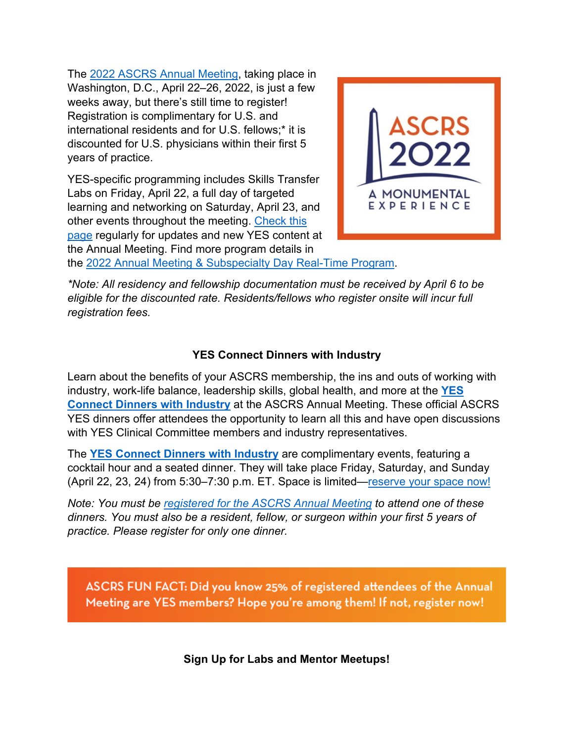The 2022 ASCRS Annual Meeting, taking place in Washington, D.C., April 22–26, 2022, is just a few weeks away, but there's still time to register! Registration is complimentary for U.S. and international residents and for U.S. fellows;* it is discounted for U.S. physicians within their first 5 years of practice.

YES-specific programming includes Skills Transfer Labs on Friday, April 22, a full day of targeted learning and networking on Saturday, April 23, and other events throughout the meeting. Check this page regularly for updates and new YES content at the Annual Meeting. Find more program details in the 2022 Annual Meeting & Subspecialty Day Real-Time Program.

*\*Note: All residency and fellowship documentation must be received by April 6 to be eligible for the discounted rate. Residents/fellows who register onsite will incur full registration fees.*

**YES Connect Dinners with Industry**

Learn about the benefits of your ASCRS membership, the ins and outs of working with industry, work-life balance, leadership skills, global health, and more at the **YES Connect Dinners with Industry** at the ASCRS Annual Meeting. These official ASCRS YES dinners offer attendees the opportunity to learn all this and have open discussions with YES Clinical Committee members and industry representatives.

The **YES Connect Dinners with Industry** are complimentary events, featuring a cocktail hour and a seated dinner. They will take place Friday, Saturday, and Sunday (April 22, 23, 24) from 5:30–7:30 p.m. ET. Space is limited—reserve your space now!

*Note: You must be registered for the ASCRS Annual Meeting to attend one of these dinners. You must also be a resident, fellow, or surgeon within your first 5 years of practice. Please register for only one dinner.*

ASCRS FUN FACT: Did you know 25% of registered attendees of the Annual Meeting are YES members? Hope you're among them! If not, register now!

**Sign Up for Labs and Mentor Meetups!**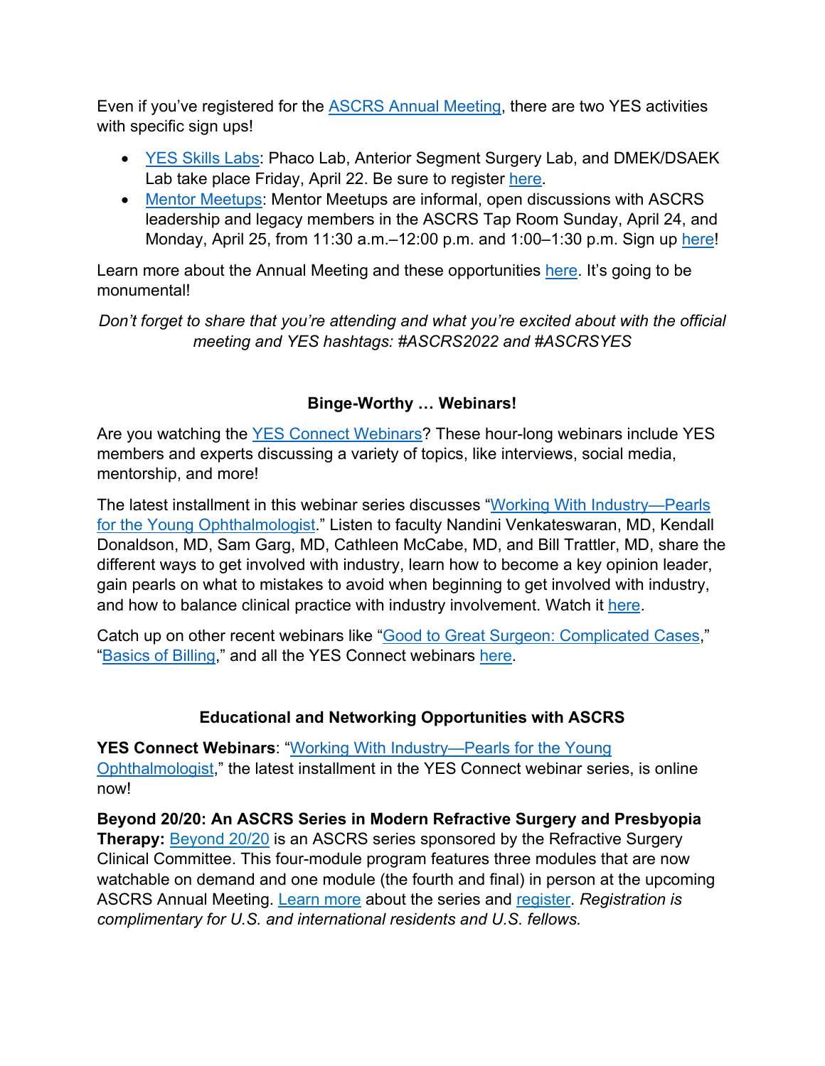Even if you've registered for the ASCRS Annual Meeting, there are two YES activities with specific sign ups!

- YES Skills Labs: Phaco Lab, Anterior Segment Surgery Lab, and DMEK/DSAEK Lab take place Friday, April 22. Be sure to register here.
- Mentor Meetups: Mentor Meetups are informal, open discussions with ASCRS leadership and legacy members in the ASCRS Tap Room Sunday, April 24, and Monday, April 25, from 11:30 a.m.–12:00 p.m. and 1:00–1:30 p.m. Sign up here!

Learn more about the Annual Meeting and these opportunities here. It's going to be monumental!

*Don't forget to share that you're attending and what you're excited about with the official meeting and YES hashtags: #ASCRS2022 and #ASCRSYES*

**Binge-Worthy … Webinars!**

Are you watching the YES Connect Webinars? These hour-long webinars include YES members and experts discussing a variety of topics, like interviews, social media, mentorship, and more!

The latest installment in this webinar series discusses "Working With Industry—Pearls for the Young Ophthalmologist." Listen to faculty Nandini Venkateswaran, MD, Kendall Donaldson, MD, Sam Garg, MD, Cathleen McCabe, MD, and Bill Trattler, MD, share the different ways to get involved with industry, learn how to become a key opinion leader, gain pearls on what to mistakes to avoid when beginning to get involved with industry, and how to balance clinical practice with industry involvement. Watch it here.

Catch up on other recent webinars like "Good to Great Surgeon: Complicated Cases," "Basics of Billing," and all the YES Connect webinars here.

**Educational and Networking Opportunities with ASCRS**

**YES Connect Webinars**: "Working With Industry—Pearls for the Young Ophthalmologist," the latest installment in the YES Connect webinar series, is online now!

**Beyond 20/20: An ASCRS Series in Modern Refractive Surgery and Presbyopia Therapy:** Beyond 20/20 is an ASCRS series sponsored by the Refractive Surgery Clinical Committee. This four-module program features three modules that are now watchable on demand and one module (the fourth and final) in person at the upcoming ASCRS Annual Meeting. Learn more about the series and register. *Registration is complimentary for U.S. and international residents and U.S. fellows.*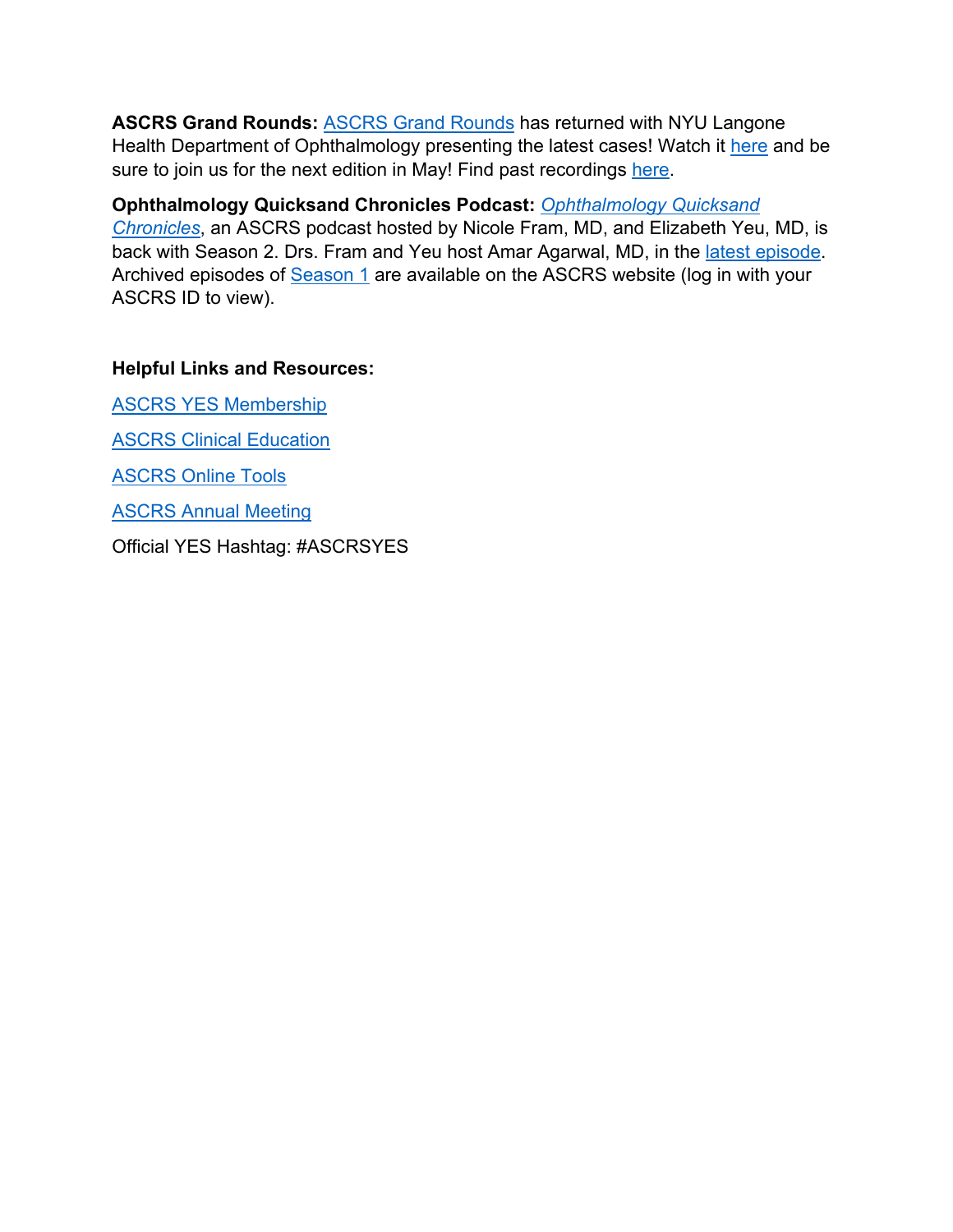**ASCRS Grand Rounds:** ASCRS Grand Rounds has returned with NYU Langone Health Department of Ophthalmology presenting the latest cases! Watch it here and be sure to join us for the next edition in May! Find past recordings here.

**Ophthalmology Quicksand Chronicles Podcast:** *Ophthalmology Quicksand Chronicles*, an ASCRS podcast hosted by Nicole Fram, MD, and Elizabeth Yeu, MD, is back with Season 2. Drs. Fram and Yeu host Amar Agarwal, MD, in the latest episode. Archived episodes of Season 1 are available on the ASCRS website (log in with your ASCRS ID to view).

**Helpful Links and Resources:**

ASCRS YES Membership

ASCRS Clinical Education

ASCRS Online Tools

ASCRS Annual Meeting

Official YES Hashtag: #ASCRSYES